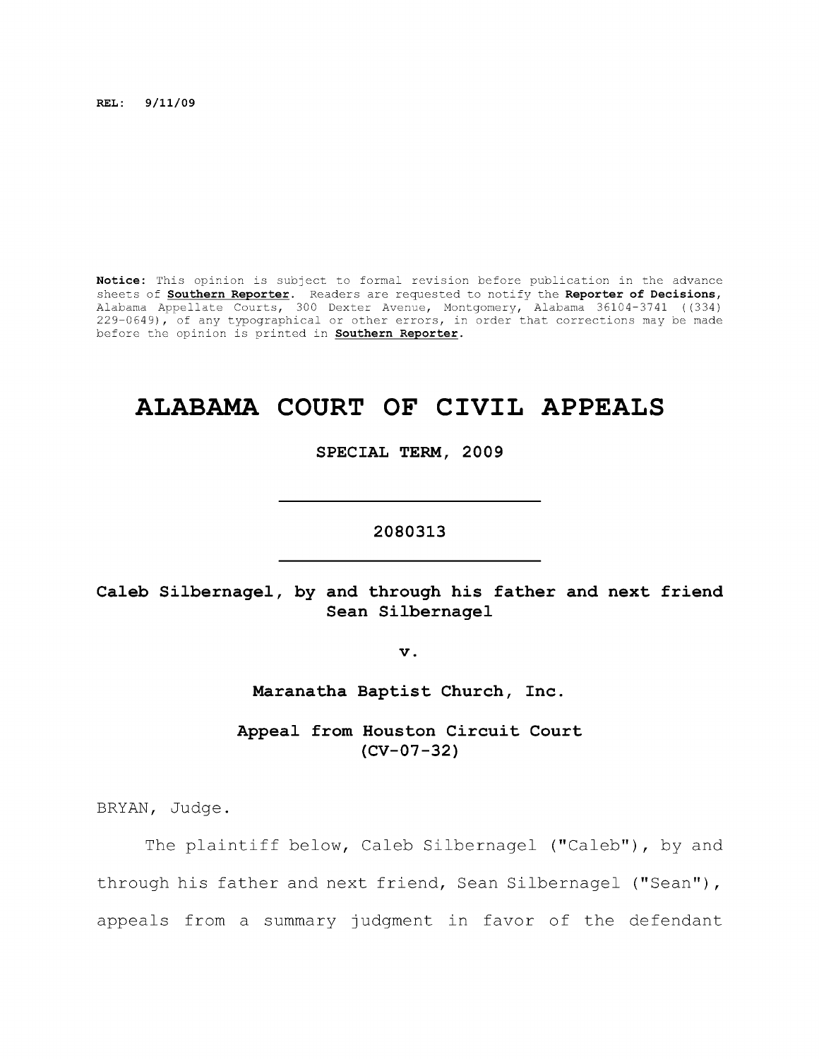REL: 9/11/09

**Notice:** This opinion is subject to formal revision before publication in the advance sheets of **Southern Reporter**. Readers are requested to notify the **Reporter of Decisions**, Alabama Appellate Courts, 300 Dexter Avenue, Montgomery, Alabama 36104-3741 ((334) 229-0649), of any typographical or other errors, in order that corrections may be made before the opinion is printed in **Southern Reporter**.

# ALABAMA COURT OF CIVIL APPEALS

**SPECIAL TERM, 2009**

---

**2080313**

---

**Caleb Silbernagel, by and through his father and next friend Sean Silbernagel**

**v.**

**Maranatha Baptist Church, Inc.**

**Appeal from Houston Circuit Court (CV-07-32)**

BRYAN, Judge.

The plaintiff below, Caleb Silbernagel ("Caleb"), by and through his father and next friend, Sean Silbernagel ("Sean"), appeals from a summary judgment in favor of the defendant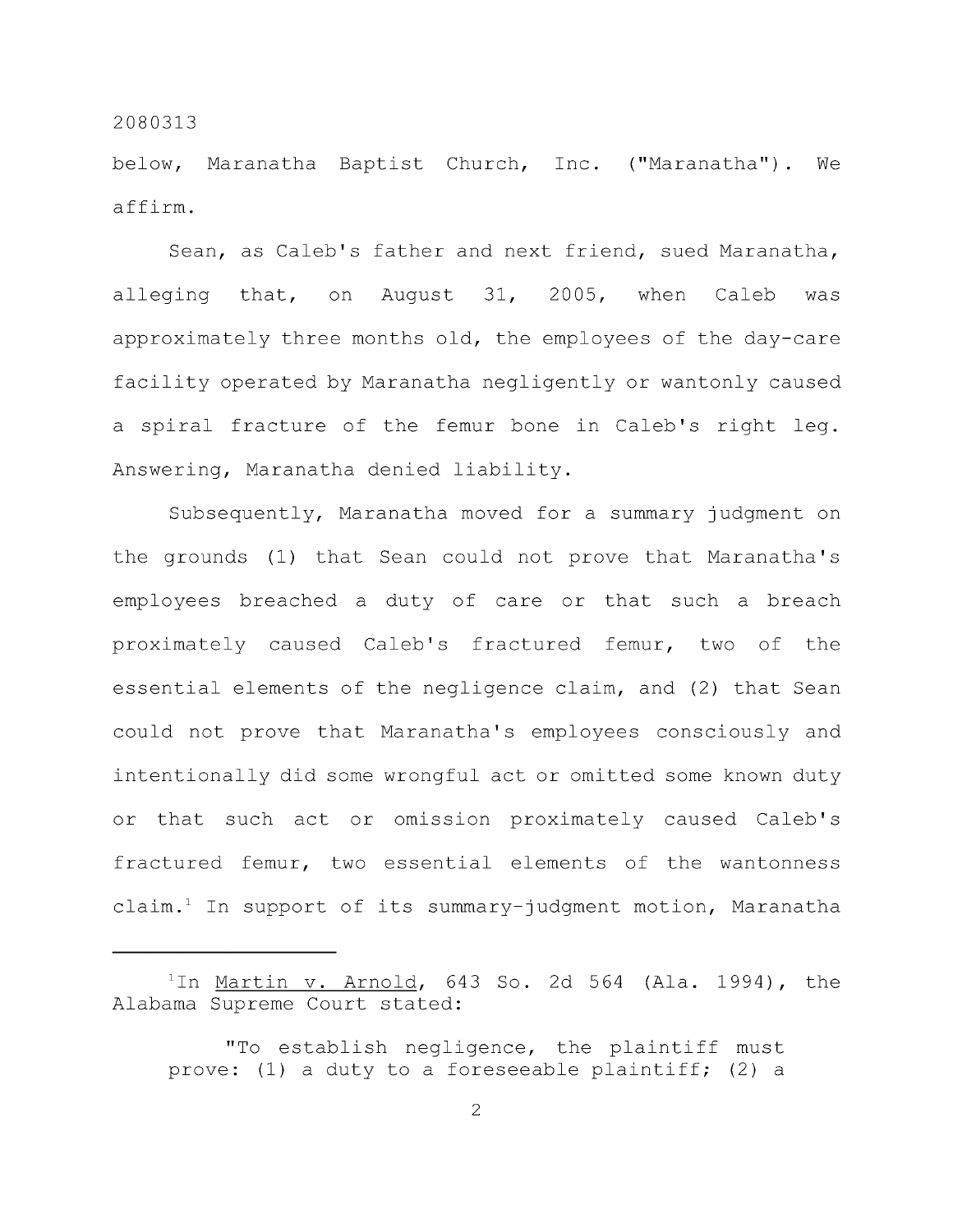below, Maranatha Baptist Church, Inc. ("Maranatha"). We affirm.

Sean, as Caleb's father and next friend, sued Maranatha, alleging that, on August 31, 2005, when Caleb was approximately three months old, the employees of the day-care facility operated by Maranatha negligently or wantonly caused a spiral fracture of the femur bone in Caleb's right leg. Answering, Maranatha denied liability.

Subsequently, Maranatha moved for a summary judgment on the grounds (1) that Sean could not prove that Maranatha's employees breached a duty of care or that such a breach proximately caused Caleb's fractured femur, two of the essential elements of the negligence claim, and (2) that Sean could not prove that Maranatha's employees consciously and intentionally did some wrongful act or omitted some known duty or that such act or omission proximately caused Caleb's fractured femur, two essential elements of the wantonness claim.[1] In support of its summary-judgment motion, Maranatha

---

[1]In Martin v. Arnold, 643 So. 2d 564 (Ala. 1994), the Alabama Supreme Court stated:

> "To establish negligence, the plaintiff must prove: (1) a duty to a foreseeable plaintiff; (2) a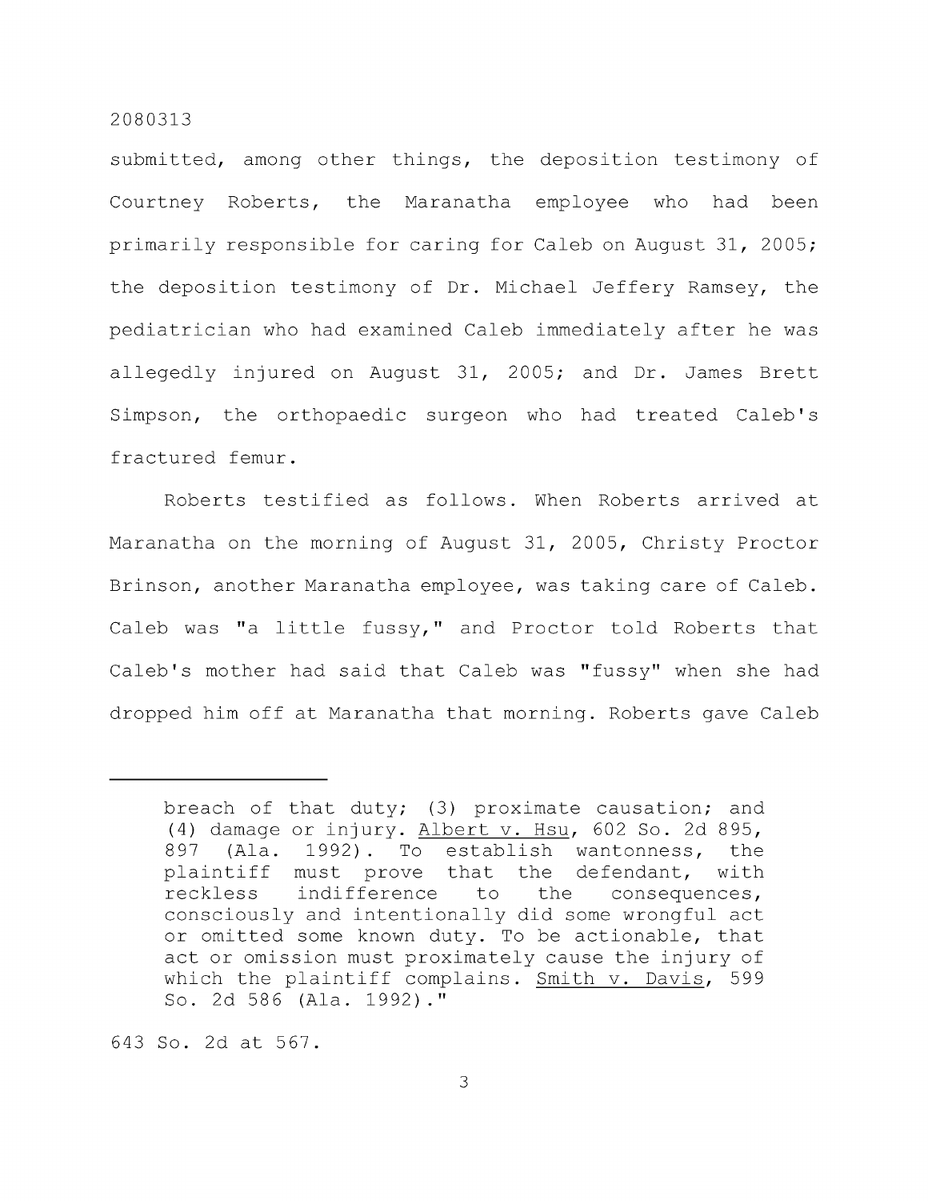submitted, among other things, the deposition testimony of Courtney Roberts, the Maranatha employee who had been primarily responsible for caring for Caleb on August 31, 2005; the deposition testimony of Dr. Michael Jeffery Ramsey, the pediatrician who had examined Caleb immediately after he was allegedly injured on August 31, 2005; and Dr. James Brett Simpson, the orthopaedic surgeon who had treated Caleb's fractured femur.

Roberts testified as follows. When Roberts arrived at Maranatha on the morning of August 31, 2005, Christy Proctor Brinson, another Maranatha employee, was taking care of Caleb. Caleb was "a little fussy," and Proctor told Roberts that Caleb's mother had said that Caleb was "fussy" when she had dropped him off at Maranatha that morning. Roberts gave Caleb

---

breach of that duty; (3) proximate causation; and (4) damage or injury. Albert v. Hsu, 602 So. 2d 895, 897 (Ala. 1992). To establish wantonness, the plaintiff must prove that the defendant, with reckless indifference to the consequences, consciously and intentionally did some wrongful act or omitted some known duty. To be actionable, that act or omission must proximately cause the injury of which the plaintiff complains. Smith v. Davis, 599 So. 2d 586 (Ala. 1992)."

643 So. 2d at 567.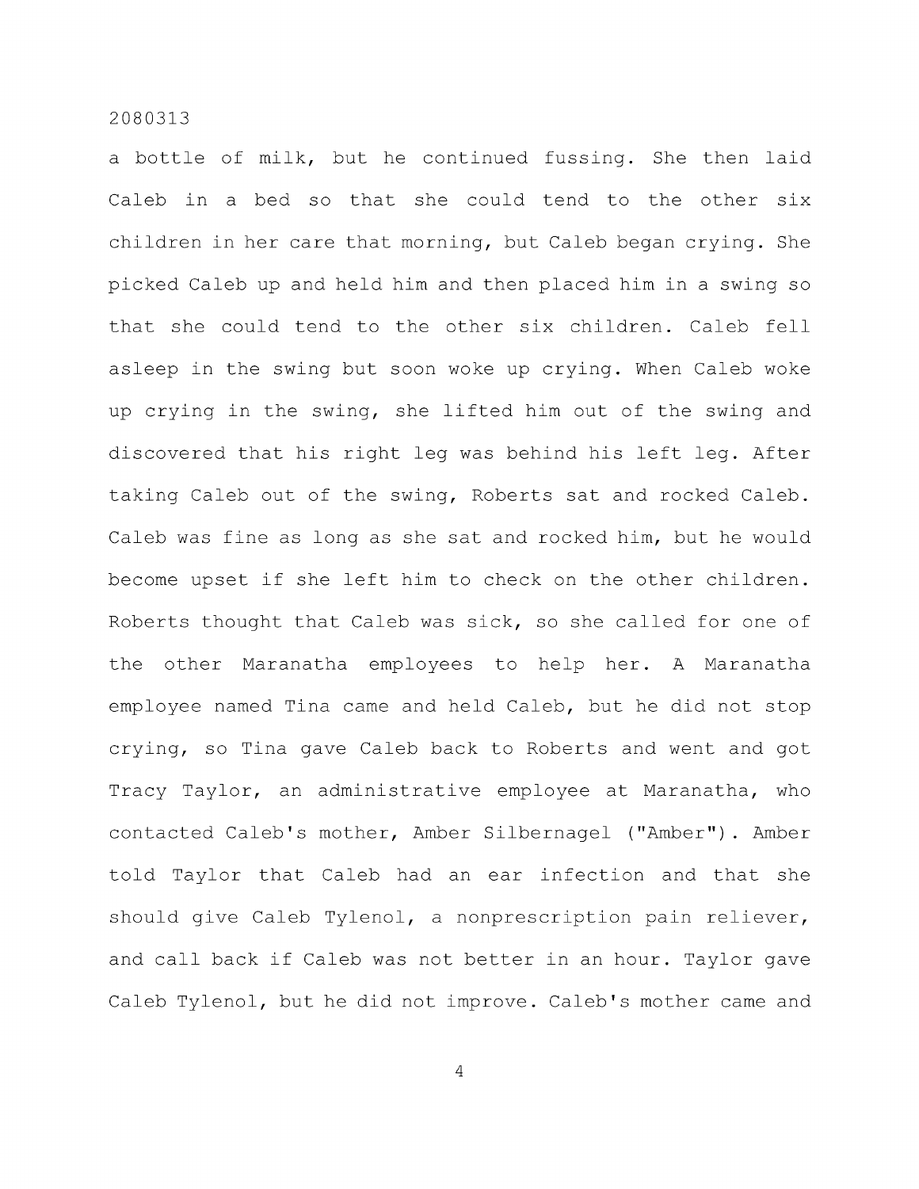a bottle of milk, but he continued fussing. She then laid Caleb in a bed so that she could tend to the other six children in her care that morning, but Caleb began crying. She picked Caleb up and held him and then placed him in a swing so that she could tend to the other six children. Caleb fell asleep in the swing but soon woke up crying. When Caleb woke up crying in the swing, she lifted him out of the swing and discovered that his right leg was behind his left leg. After taking Caleb out of the swing, Roberts sat and rocked Caleb. Caleb was fine as long as she sat and rocked him, but he would become upset if she left him to check on the other children. Roberts thought that Caleb was sick, so she called for one of the other Maranatha employees to help her. A Maranatha employee named Tina came and held Caleb, but he did not stop crying, so Tina gave Caleb back to Roberts and went and got Tracy Taylor, an administrative employee at Maranatha, who contacted Caleb's mother, Amber Silbernagel ("Amber"). Amber told Taylor that Caleb had an ear infection and that she should give Caleb Tylenol, a nonprescription pain reliever, and call back if Caleb was not better in an hour. Taylor gave Caleb Tylenol, but he did not improve. Caleb's mother came and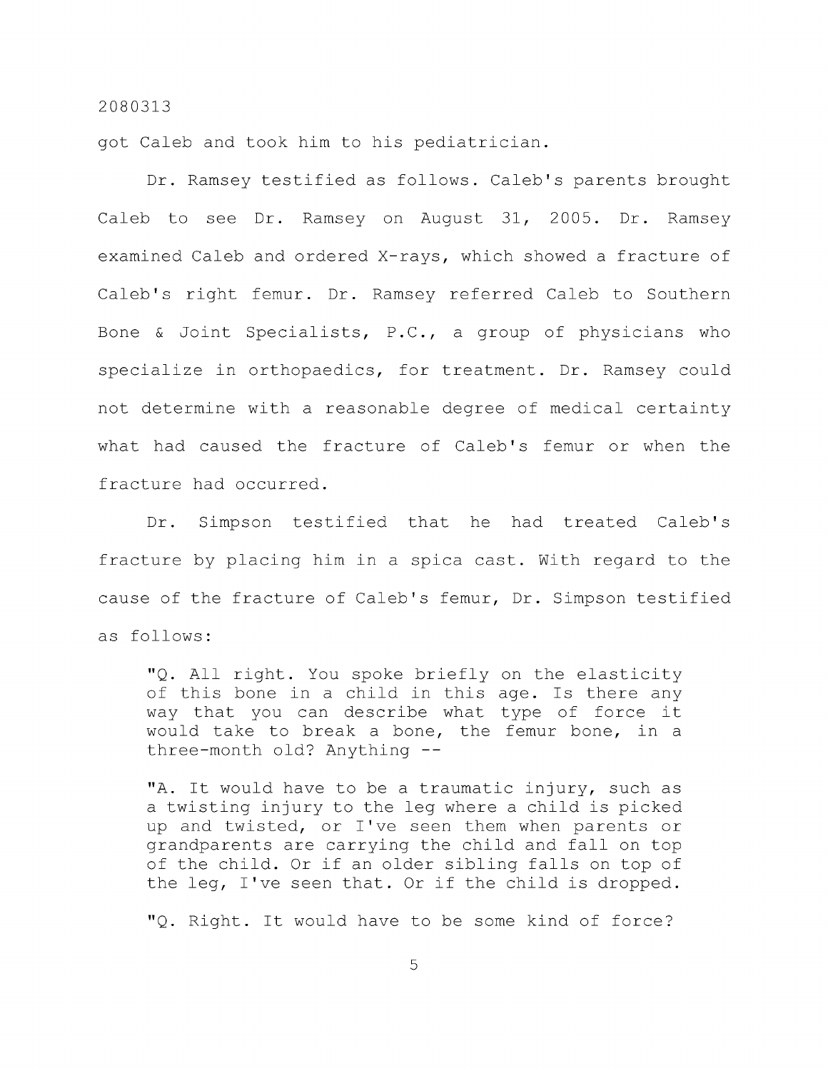got Caleb and took him to his pediatrician.

Dr. Ramsey testified as follows. Caleb's parents brought Caleb to see Dr. Ramsey on August 31, 2005. Dr. Ramsey examined Caleb and ordered X-rays, which showed a fracture of Caleb's right femur. Dr. Ramsey referred Caleb to Southern Bone & Joint Specialists, P.C., a group of physicians who specialize in orthopaedics, for treatment. Dr. Ramsey could not determine with a reasonable degree of medical certainty what had caused the fracture of Caleb's femur or when the fracture had occurred.

Dr. Simpson testified that he had treated Caleb's fracture by placing him in a spica cast. With regard to the cause of the fracture of Caleb's femur, Dr. Simpson testified as follows:

> "Q. All right. You spoke briefly on the elasticity of this bone in a child in this age. Is there any way that you can describe what type of force it would take to break a bone, the femur bone, in a three-month old? Anything --
>
> "A. It would have to be a traumatic injury, such as a twisting injury to the leg where a child is picked up and twisted, or I've seen them when parents or grandparents are carrying the child and fall on top of the child. Or if an older sibling falls on top of the leg, I've seen that. Or if the child is dropped.
>
> "Q. Right. It would have to be some kind of force?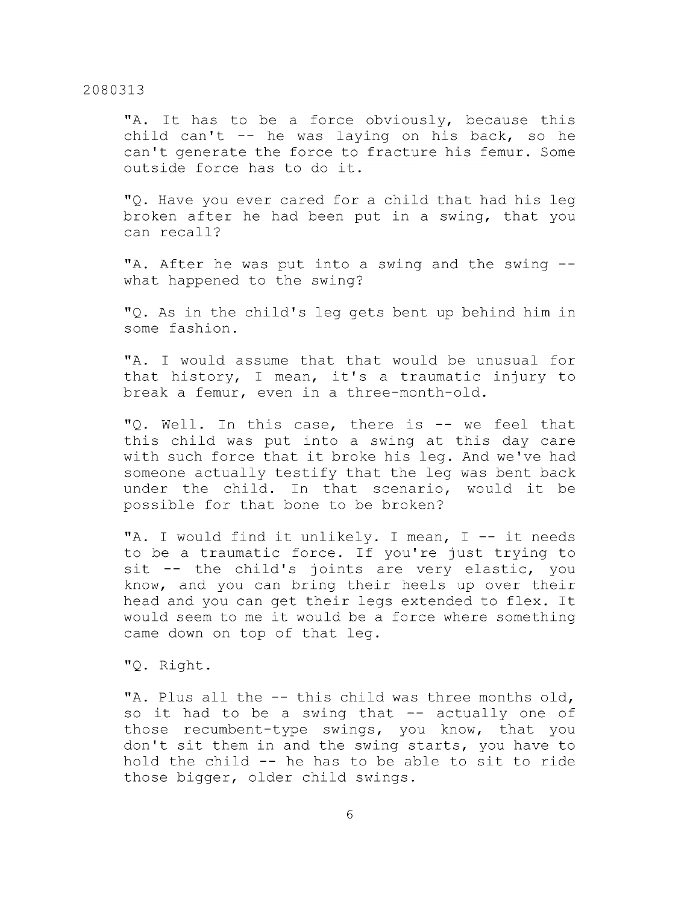"A. It has to be a force obviously, because this child can't -- he was laying on his back, so he can't generate the force to fracture his femur. Some outside force has to do it.

"Q. Have you ever cared for a child that had his leg broken after he had been put in a swing, that you can recall?

"A. After he was put into a swing and the swing -- what happened to the swing?

"Q. As in the child's leg gets bent up behind him in some fashion.

"A. I would assume that that would be unusual for that history, I mean, it's a traumatic injury to break a femur, even in a three-month-old.

"Q. Well. In this case, there is -- we feel that this child was put into a swing at this day care with such force that it broke his leg. And we've had someone actually testify that the leg was bent back under the child. In that scenario, would it be possible for that bone to be broken?

"A. I would find it unlikely. I mean, I -- it needs to be a traumatic force. If you're just trying to sit -- the child's joints are very elastic, you know, and you can bring their heels up over their head and you can get their legs extended to flex. It would seem to me it would be a force where something came down on top of that leg.

"Q. Right.

"A. Plus all the -- this child was three months old, so it had to be a swing that -- actually one of those recumbent-type swings, you know, that you don't sit them in and the swing starts, you have to hold the child -- he has to be able to sit to ride those bigger, older child swings.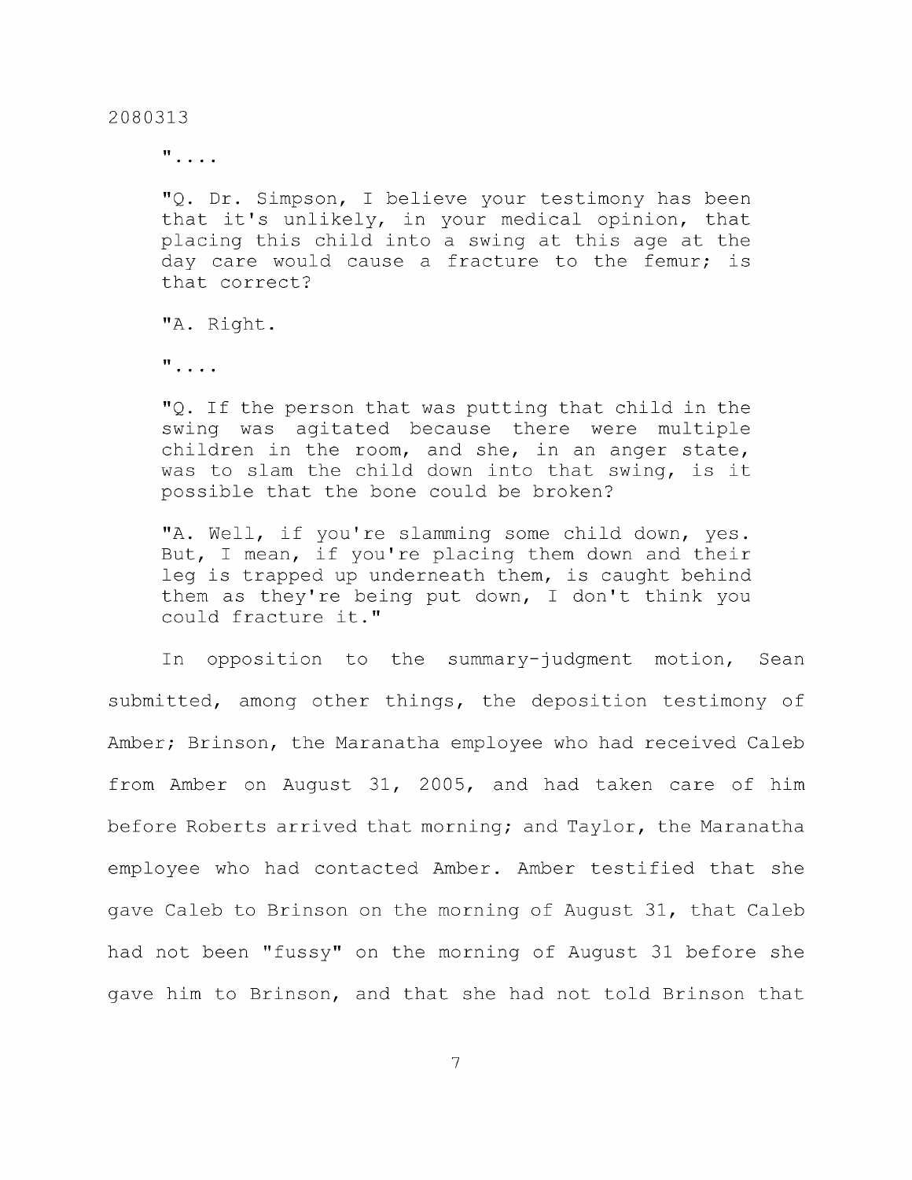"....

"Q. Dr. Simpson, I believe your testimony has been that it's unlikely, in your medical opinion, that placing this child into a swing at this age at the day care would cause a fracture to the femur; is that correct?

"A. Right.

"....

"Q. If the person that was putting that child in the swing was agitated because there were multiple children in the room, and she, in an anger state, was to slam the child down into that swing, is it possible that the bone could be broken?

"A. Well, if you're slamming some child down, yes. But, I mean, if you're placing them down and their leg is trapped up underneath them, is caught behind them as they're being put down, I don't think you could fracture it."

In opposition to the summary-judgment motion, Sean submitted, among other things, the deposition testimony of Amber; Brinson, the Maranatha employee who had received Caleb from Amber on August 31, 2005, and had taken care of him before Roberts arrived that morning; and Taylor, the Maranatha employee who had contacted Amber. Amber testified that she gave Caleb to Brinson on the morning of August 31, that Caleb had not been "fussy" on the morning of August 31 before she gave him to Brinson, and that she had not told Brinson that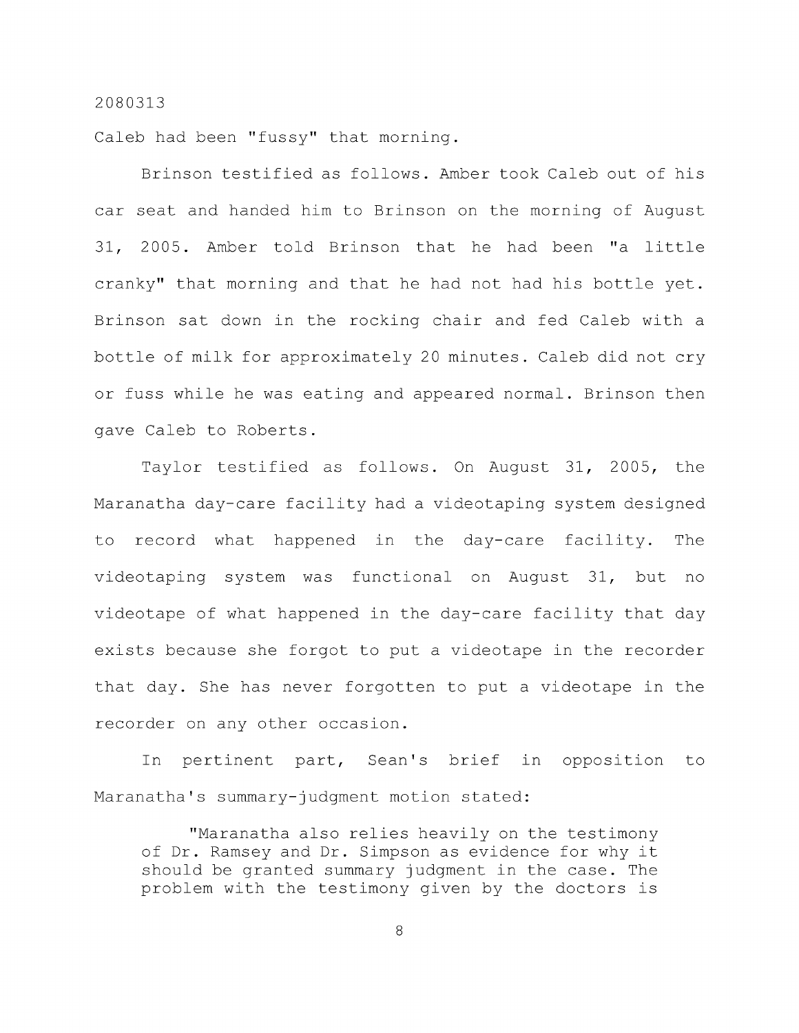Caleb had been "fussy" that morning.

Brinson testified as follows. Amber took Caleb out of his car seat and handed him to Brinson on the morning of August 31, 2005. Amber told Brinson that he had been "a little cranky" that morning and that he had not had his bottle yet. Brinson sat down in the rocking chair and fed Caleb with a bottle of milk for approximately 20 minutes. Caleb did not cry or fuss while he was eating and appeared normal. Brinson then gave Caleb to Roberts.

Taylor testified as follows. On August 31, 2005, the Maranatha day-care facility had a videotaping system designed to record what happened in the day-care facility. The videotaping system was functional on August 31, but no videotape of what happened in the day-care facility that day exists because she forgot to put a videotape in the recorder that day. She has never forgotten to put a videotape in the recorder on any other occasion.

In pertinent part, Sean's brief in opposition to Maranatha's summary-judgment motion stated:

> "Maranatha also relies heavily on the testimony of Dr. Ramsey and Dr. Simpson as evidence for why it should be granted summary judgment in the case. The problem with the testimony given by the doctors is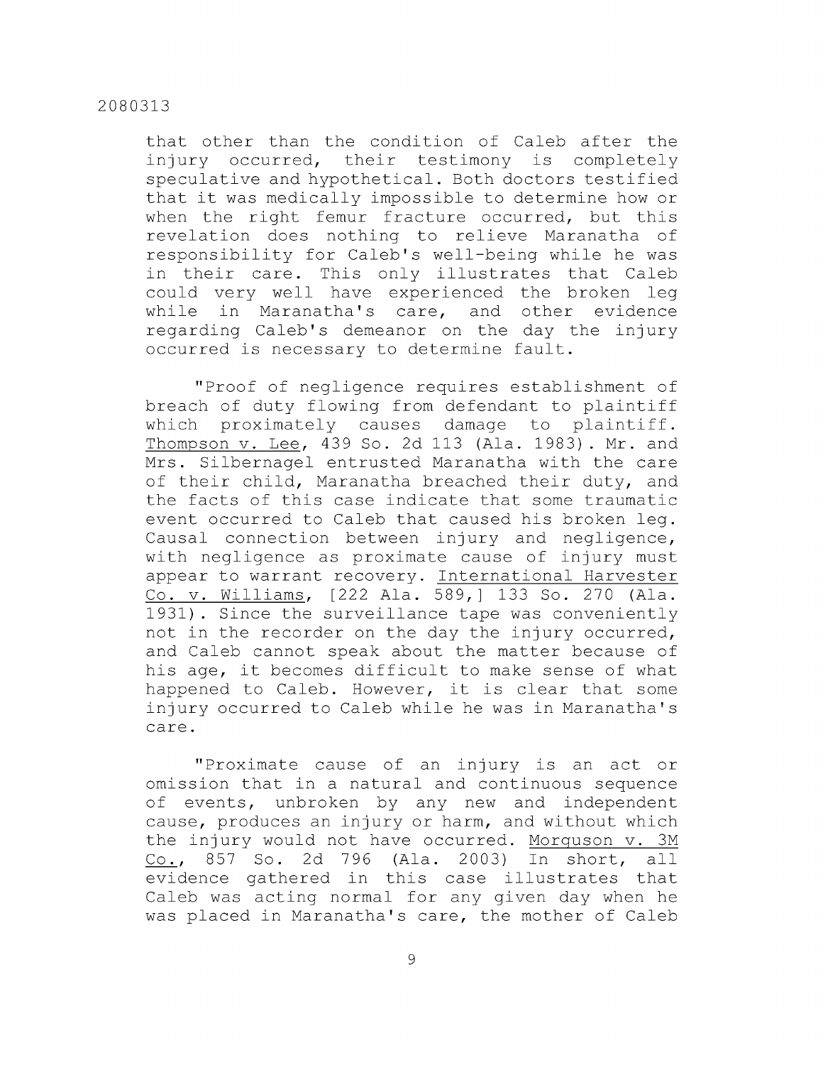that other than the condition of Caleb after the injury occurred, their testimony is completely speculative and hypothetical. Both doctors testified that it was medically impossible to determine how or when the right femur fracture occurred, but this revelation does nothing to relieve Maranatha of responsibility for Caleb's well-being while he was in their care. This only illustrates that Caleb could very well have experienced the broken leg while in Maranatha's care, and other evidence regarding Caleb's demeanor on the day the injury occurred is necessary to determine fault.

"Proof of negligence requires establishment of breach of duty flowing from defendant to plaintiff which proximately causes damage to plaintiff. Thompson v. Lee, 439 So. 2d 113 (Ala. 1983). Mr. and Mrs. Silbernagel entrusted Maranatha with the care of their child, Maranatha breached their duty, and the facts of this case indicate that some traumatic event occurred to Caleb that caused his broken leg. Causal connection between injury and negligence, with negligence as proximate cause of injury must appear to warrant recovery. International Harvester Co. v. Williams, [222 Ala. 589,] 133 So. 270 (Ala. 1931). Since the surveillance tape was conveniently not in the recorder on the day the injury occurred, and Caleb cannot speak about the matter because of his age, it becomes difficult to make sense of what happened to Caleb. However, it is clear that some injury occurred to Caleb while he was in Maranatha's care.

"Proximate cause of an injury is an act or omission that in a natural and continuous sequence of events, unbroken by any new and independent cause, produces an injury or harm, and without which the injury would not have occurred. Morguson v. 3M Co., 857 So. 2d 796 (Ala. 2003) In short, all evidence gathered in this case illustrates that Caleb was acting normal for any given day when he was placed in Maranatha's care, the mother of Caleb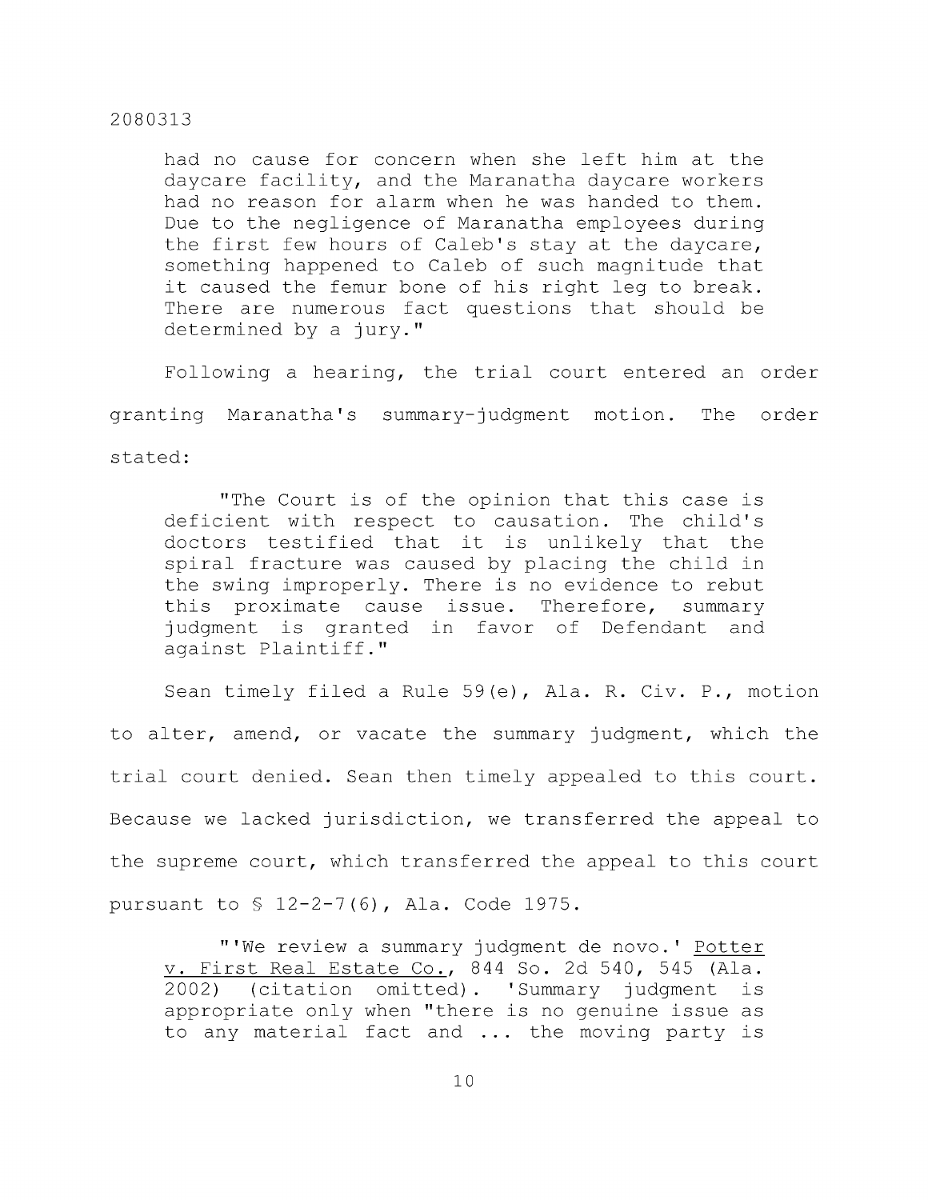> had no cause for concern when she left him at the daycare facility, and the Maranatha daycare workers had no reason for alarm when he was handed to them. Due to the negligence of Maranatha employees during the first few hours of Caleb's stay at the daycare, something happened to Caleb of such magnitude that it caused the femur bone of his right leg to break. There are numerous fact questions that should be determined by a jury."

Following a hearing, the trial court entered an order granting Maranatha's summary-judgment motion. The order stated:

> "The Court is of the opinion that this case is deficient with respect to causation. The child's doctors testified that it is unlikely that the spiral fracture was caused by placing the child in the swing improperly. There is no evidence to rebut this proximate cause issue. Therefore, summary judgment is granted in favor of Defendant and against Plaintiff."

Sean timely filed a Rule 59(e), Ala. R. Civ. P., motion to alter, amend, or vacate the summary judgment, which the trial court denied. Sean then timely appealed to this court. Because we lacked jurisdiction, we transferred the appeal to the supreme court, which transferred the appeal to this court pursuant to § 12-2-7(6), Ala. Code 1975.

> "'We review a summary judgment de novo.' Potter v. First Real Estate Co., 844 So. 2d 540, 545 (Ala. 2002) (citation omitted). 'Summary judgment is appropriate only when "there is no genuine issue as to any material fact and ... the moving party is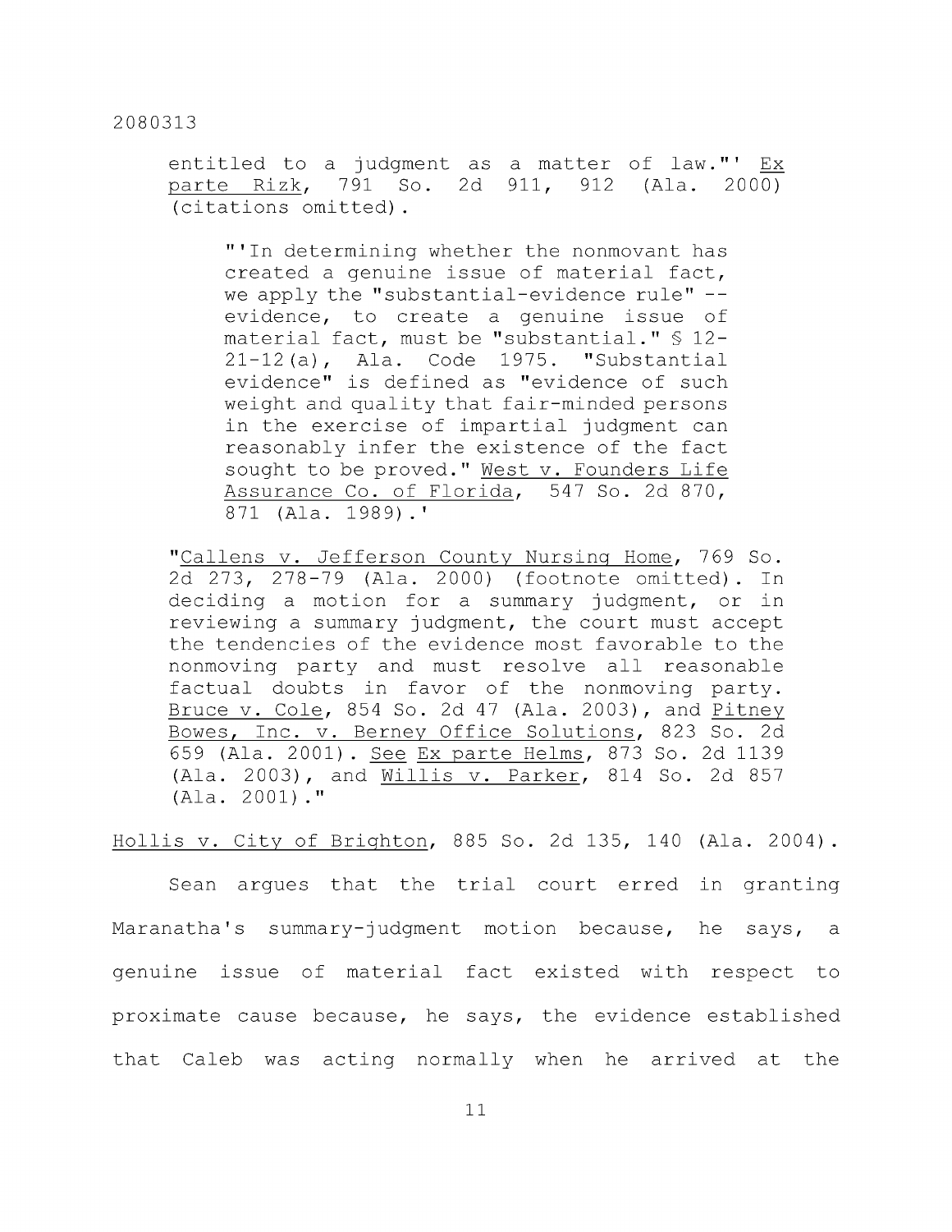> entitled to a judgment as a matter of law."' Ex parte Rizk, 791 So. 2d 911, 912 (Ala. 2000) (citations omitted).
>
> > "'In determining whether the nonmovant has created a genuine issue of material fact, we apply the "substantial-evidence rule" -- evidence, to create a genuine issue of material fact, must be "substantial." § 12-21-12(a), Ala. Code 1975. "Substantial evidence" is defined as "evidence of such weight and quality that fair-minded persons in the exercise of impartial judgment can reasonably infer the existence of the fact sought to be proved." West v. Founders Life Assurance Co. of Florida, 547 So. 2d 870, 871 (Ala. 1989).'
>
> "Callens v. Jefferson County Nursing Home, 769 So. 2d 273, 278-79 (Ala. 2000) (footnote omitted). In deciding a motion for a summary judgment, or in reviewing a summary judgment, the court must accept the tendencies of the evidence most favorable to the nonmoving party and must resolve all reasonable factual doubts in favor of the nonmoving party. Bruce v. Cole, 854 So. 2d 47 (Ala. 2003), and Pitney Bowes, Inc. v. Berney Office Solutions, 823 So. 2d 659 (Ala. 2001). See Ex parte Helms, 873 So. 2d 1139 (Ala. 2003), and Willis v. Parker, 814 So. 2d 857 (Ala. 2001)."

Hollis v. City of Brighton, 885 So. 2d 135, 140 (Ala. 2004).

Sean argues that the trial court erred in granting Maranatha's summary-judgment motion because, he says, a genuine issue of material fact existed with respect to proximate cause because, he says, the evidence established that Caleb was acting normally when he arrived at the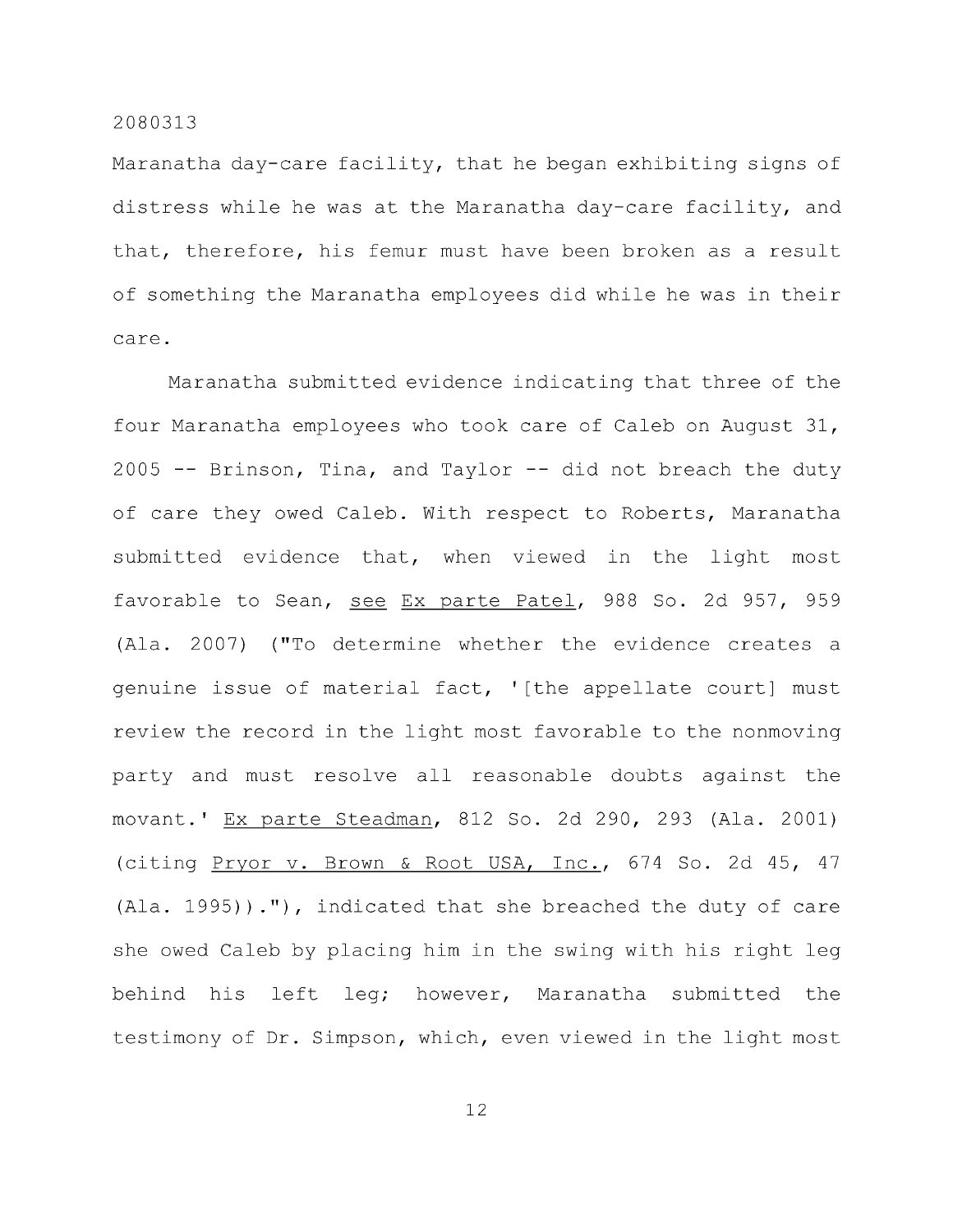Maranatha day-care facility, that he began exhibiting signs of distress while he was at the Maranatha day-care facility, and that, therefore, his femur must have been broken as a result of something the Maranatha employees did while he was in their care.

Maranatha submitted evidence indicating that three of the four Maranatha employees who took care of Caleb on August 31, 2005 -- Brinson, Tina, and Taylor -- did not breach the duty of care they owed Caleb. With respect to Roberts, Maranatha submitted evidence that, when viewed in the light most favorable to Sean, see Ex parte Patel, 988 So. 2d 957, 959 (Ala. 2007) ("To determine whether the evidence creates a genuine issue of material fact, '[the appellate court] must review the record in the light most favorable to the nonmoving party and must resolve all reasonable doubts against the movant.' Ex parte Steadman, 812 So. 2d 290, 293 (Ala. 2001) (citing Pryor v. Brown & Root USA, Inc., 674 So. 2d 45, 47 (Ala. 1995))."), indicated that she breached the duty of care she owed Caleb by placing him in the swing with his right leg behind his left leg; however, Maranatha submitted the testimony of Dr. Simpson, which, even viewed in the light most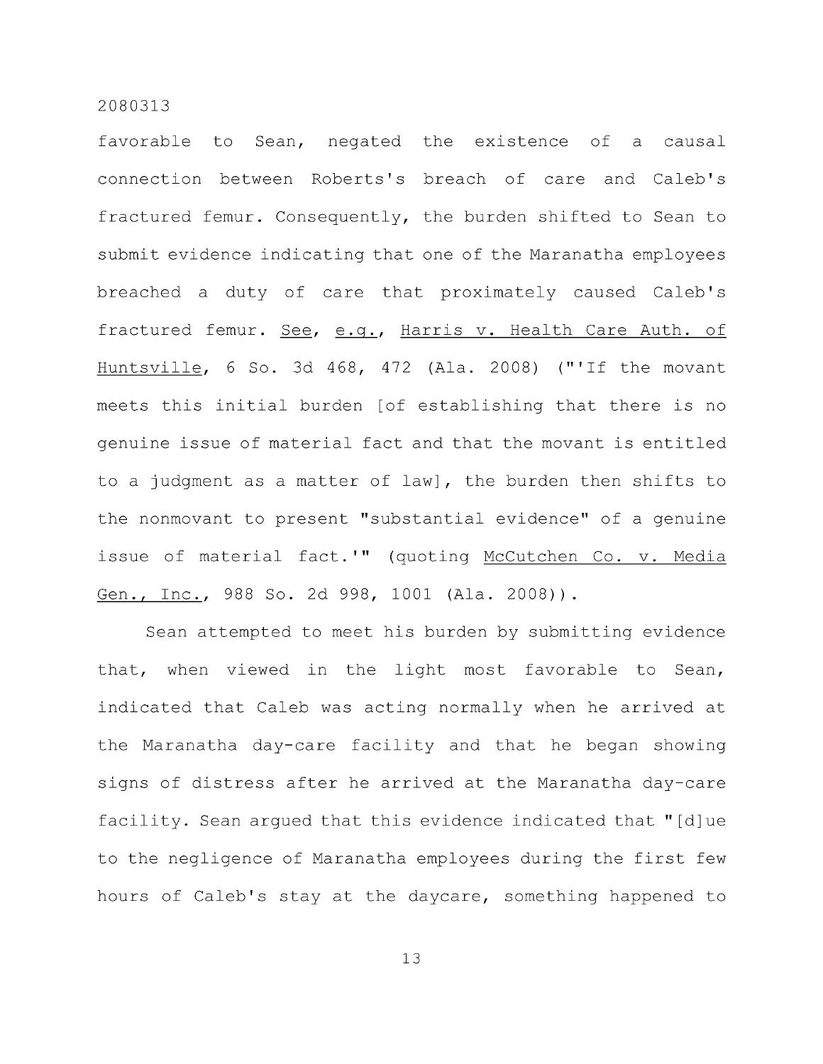favorable to Sean, negated the existence of a causal connection between Roberts's breach of care and Caleb's fractured femur. Consequently, the burden shifted to Sean to submit evidence indicating that one of the Maranatha employees breached a duty of care that proximately caused Caleb's fractured femur. See, e.g., Harris v. Health Care Auth. of Huntsville, 6 So. 3d 468, 472 (Ala. 2008) ("'If the movant meets this initial burden [of establishing that there is no genuine issue of material fact and that the movant is entitled to a judgment as a matter of law], the burden then shifts to the nonmovant to present "substantial evidence" of a genuine issue of material fact.'" (quoting McCutchen Co. v. Media Gen., Inc., 988 So. 2d 998, 1001 (Ala. 2008)).

Sean attempted to meet his burden by submitting evidence that, when viewed in the light most favorable to Sean, indicated that Caleb was acting normally when he arrived at the Maranatha day-care facility and that he began showing signs of distress after he arrived at the Maranatha day-care facility. Sean argued that this evidence indicated that "[d]ue to the negligence of Maranatha employees during the first few hours of Caleb's stay at the daycare, something happened to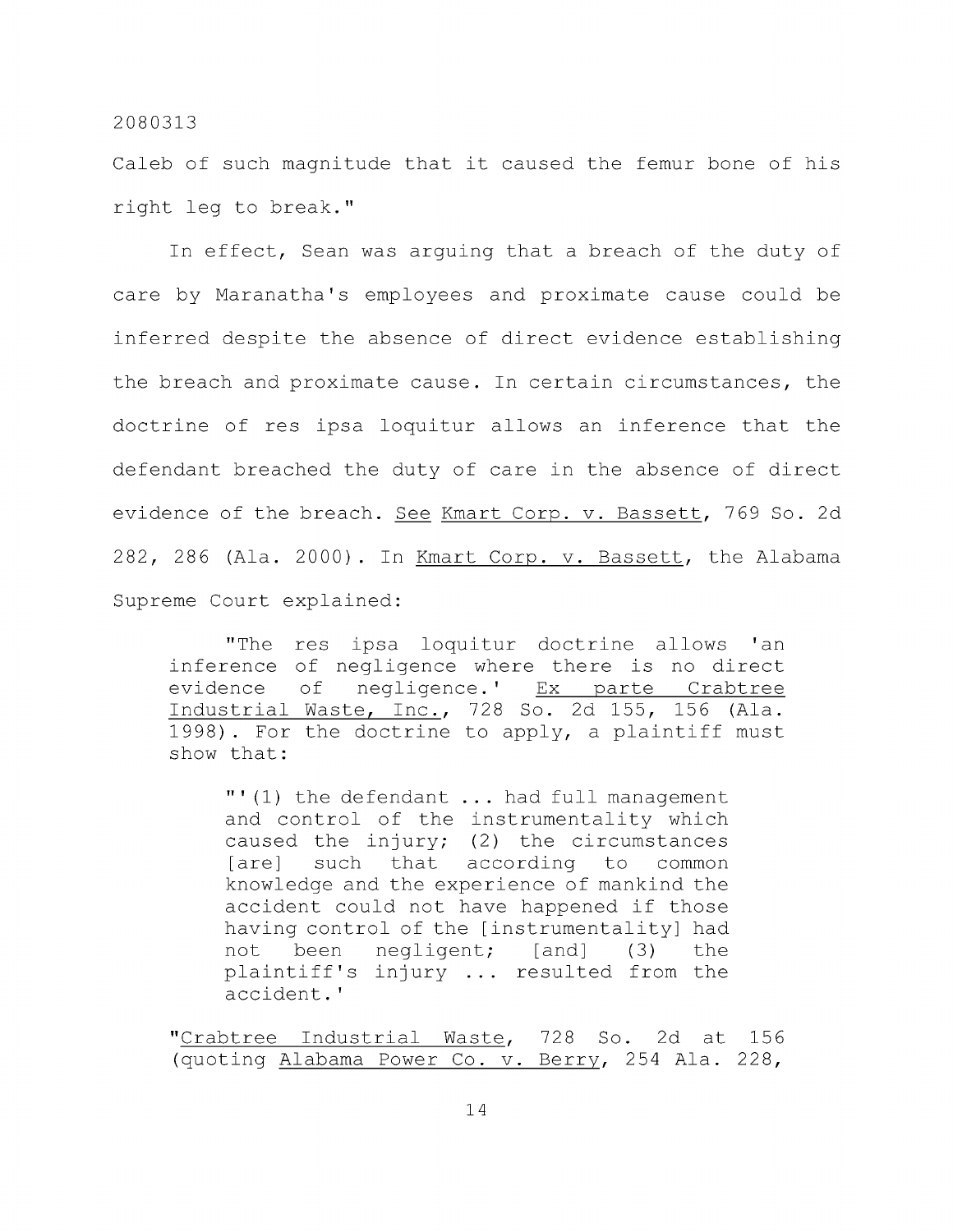Caleb of such magnitude that it caused the femur bone of his right leg to break."

In effect, Sean was arguing that a breach of the duty of care by Maranatha's employees and proximate cause could be inferred despite the absence of direct evidence establishing the breach and proximate cause. In certain circumstances, the doctrine of res ipsa loquitur allows an inference that the defendant breached the duty of care in the absence of direct evidence of the breach. See Kmart Corp. v. Bassett, 769 So. 2d 282, 286 (Ala. 2000). In Kmart Corp. v. Bassett, the Alabama Supreme Court explained:

> "The res ipsa loquitur doctrine allows 'an inference of negligence where there is no direct evidence of negligence.' Ex parte Crabtree Industrial Waste, Inc., 728 So. 2d 155, 156 (Ala. 1998). For the doctrine to apply, a plaintiff must show that:
>
> > "'(1) the defendant ... had full management and control of the instrumentality which caused the injury; (2) the circumstances [are] such that according to common knowledge and the experience of mankind the accident could not have happened if those having control of the [instrumentality] had not been negligent; [and] (3) the plaintiff's injury ... resulted from the accident.'
>
> "Crabtree Industrial Waste, 728 So. 2d at 156 (quoting Alabama Power Co. v. Berry, 254 Ala. 228,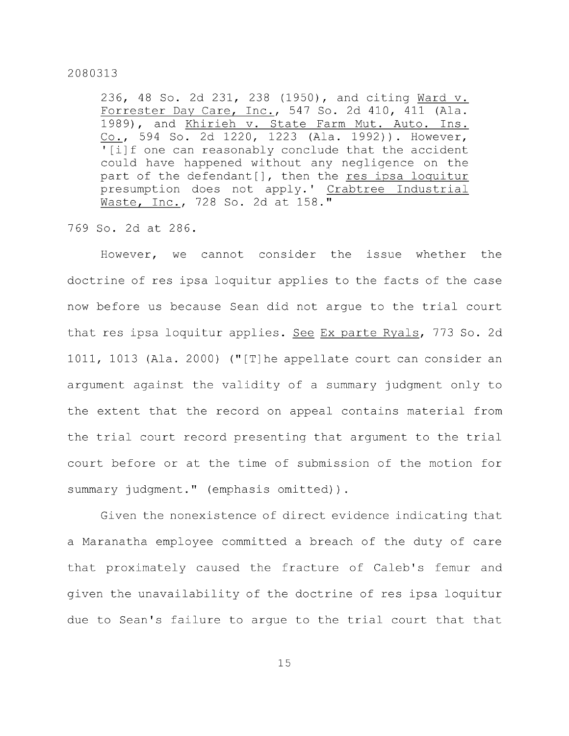236, 48 So. 2d 231, 238 (1950), and citing Ward v. Forrester Day Care, Inc., 547 So. 2d 410, 411 (Ala. 1989), and Khirieh v. State Farm Mut. Auto. Ins. Co., 594 So. 2d 1220, 1223 (Ala. 1992)). However, '[i]f one can reasonably conclude that the accident could have happened without any negligence on the part of the defendant[], then the res ipsa loquitur presumption does not apply.' Crabtree Industrial Waste, Inc., 728 So. 2d at 158."

769 So. 2d at 286.

However, we cannot consider the issue whether the doctrine of res ipsa loquitur applies to the facts of the case now before us because Sean did not argue to the trial court that res ipsa loquitur applies. See Ex parte Ryals, 773 So. 2d 1011, 1013 (Ala. 2000) ("[T]he appellate court can consider an argument against the validity of a summary judgment only to the extent that the record on appeal contains material from the trial court record presenting that argument to the trial court before or at the time of submission of the motion for summary judgment." (emphasis omitted)).

Given the nonexistence of direct evidence indicating that a Maranatha employee committed a breach of the duty of care that proximately caused the fracture of Caleb's femur and given the unavailability of the doctrine of res ipsa loquitur due to Sean's failure to argue to the trial court that that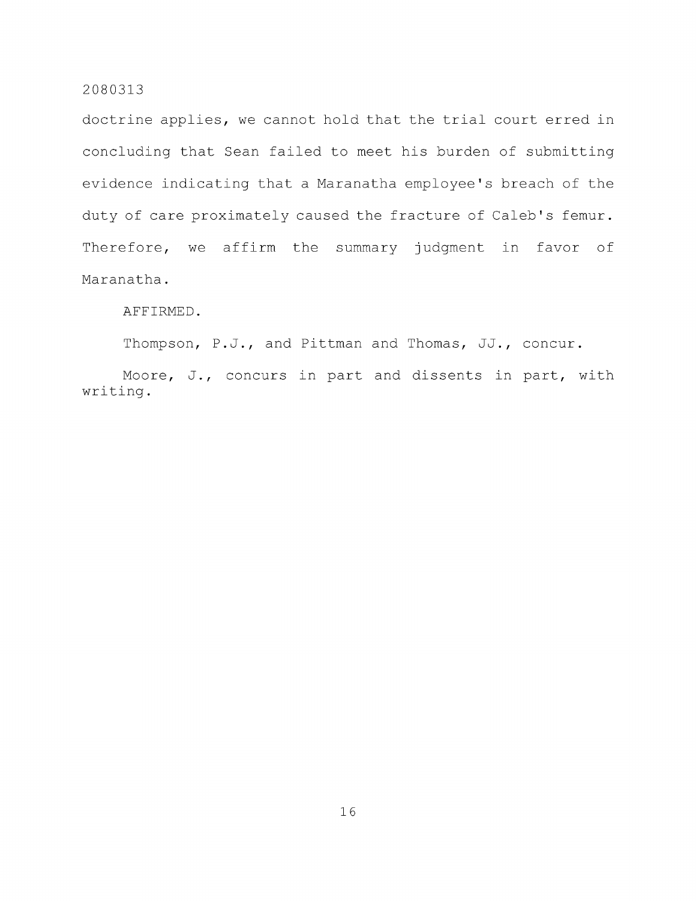doctrine applies, we cannot hold that the trial court erred in concluding that Sean failed to meet his burden of submitting evidence indicating that a Maranatha employee's breach of the duty of care proximately caused the fracture of Caleb's femur. Therefore, we affirm the summary judgment in favor of Maranatha.

AFFIRMED.

Thompson, P.J., and Pittman and Thomas, JJ., concur.

Moore, J., concurs in part and dissents in part, with writing.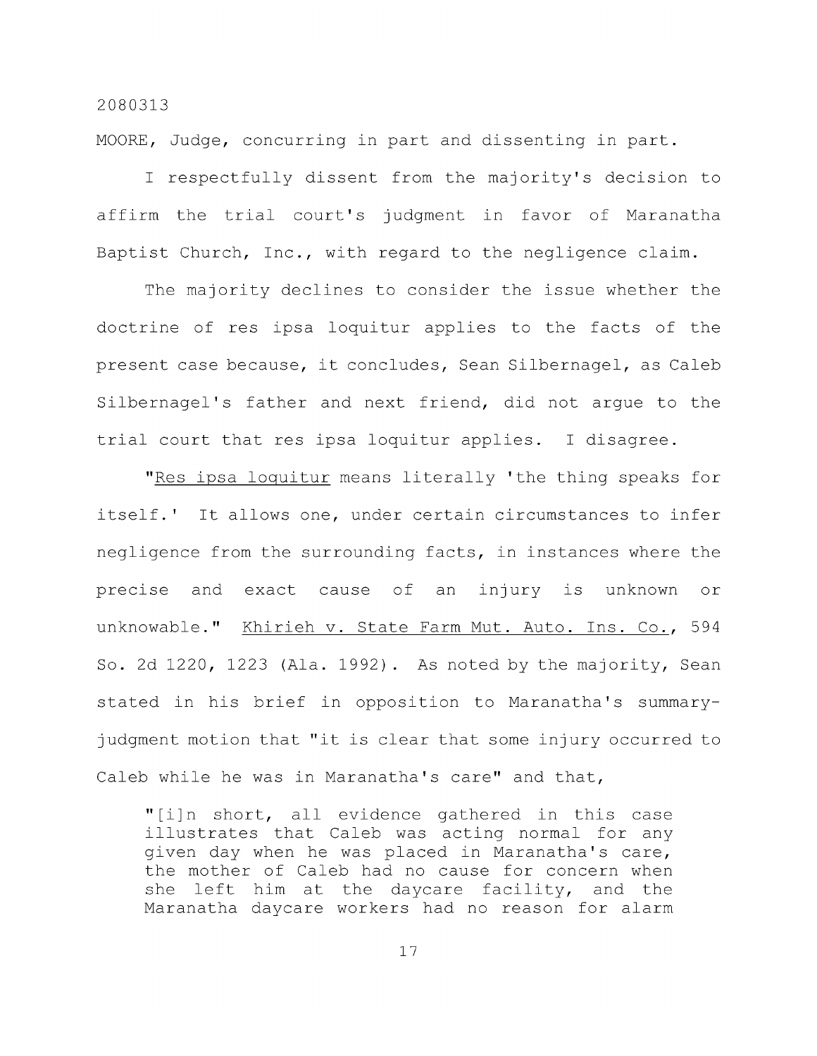MOORE, Judge, concurring in part and dissenting in part.

I respectfully dissent from the majority's decision to affirm the trial court's judgment in favor of Maranatha Baptist Church, Inc., with regard to the negligence claim.

The majority declines to consider the issue whether the doctrine of res ipsa loquitur applies to the facts of the present case because, it concludes, Sean Silbernagel, as Caleb Silbernagel's father and next friend, did not argue to the trial court that res ipsa loquitur applies. I disagree.

"_Res ipsa loquitur_ means literally 'the thing speaks for itself.' It allows one, under certain circumstances to infer negligence from the surrounding facts, in instances where the precise and exact cause of an injury is unknown or unknowable." _Khirieh v. State Farm Mut. Auto. Ins. Co._, 594 So. 2d 1220, 1223 (Ala. 1992). As noted by the majority, Sean stated in his brief in opposition to Maranatha's summary-judgment motion that "it is clear that some injury occurred to Caleb while he was in Maranatha's care" and that,

> "[i]n short, all evidence gathered in this case illustrates that Caleb was acting normal for any given day when he was placed in Maranatha's care, the mother of Caleb had no cause for concern when she left him at the daycare facility, and the Maranatha daycare workers had no reason for alarm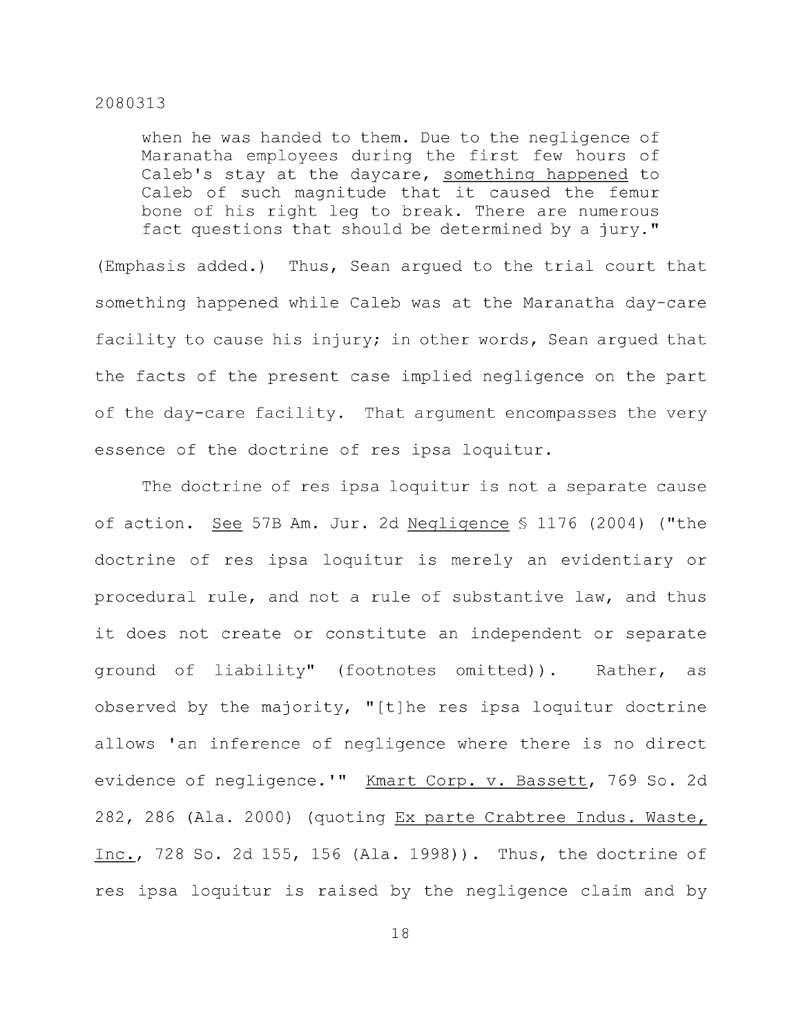when he was handed to them. Due to the negligence of Maranatha employees during the first few hours of Caleb's stay at the daycare, <u>something happened</u> to Caleb of such magnitude that it caused the femur bone of his right leg to break. There are numerous fact questions that should be determined by a jury."

(Emphasis added.) Thus, Sean argued to the trial court that something happened while Caleb was at the Maranatha day-care facility to cause his injury; in other words, Sean argued that the facts of the present case implied negligence on the part of the day-care facility. That argument encompasses the very essence of the doctrine of res ipsa loquitur.

The doctrine of res ipsa loquitur is not a separate cause of action. <u>See</u> 57B Am. Jur. 2d <u>Negligence</u> § 1176 (2004) ("the doctrine of res ipsa loquitur is merely an evidentiary or procedural rule, and not a rule of substantive law, and thus it does not create or constitute an independent or separate ground of liability" (footnotes omitted)). Rather, as observed by the majority, "[t]he res ipsa loquitur doctrine allows 'an inference of negligence where there is no direct evidence of negligence.'" <u>Kmart Corp. v. Bassett</u>, 769 So. 2d 282, 286 (Ala. 2000) (quoting <u>Ex parte Crabtree Indus. Waste, Inc.</u>, 728 So. 2d 155, 156 (Ala. 1998)). Thus, the doctrine of res ipsa loquitur is raised by the negligence claim and by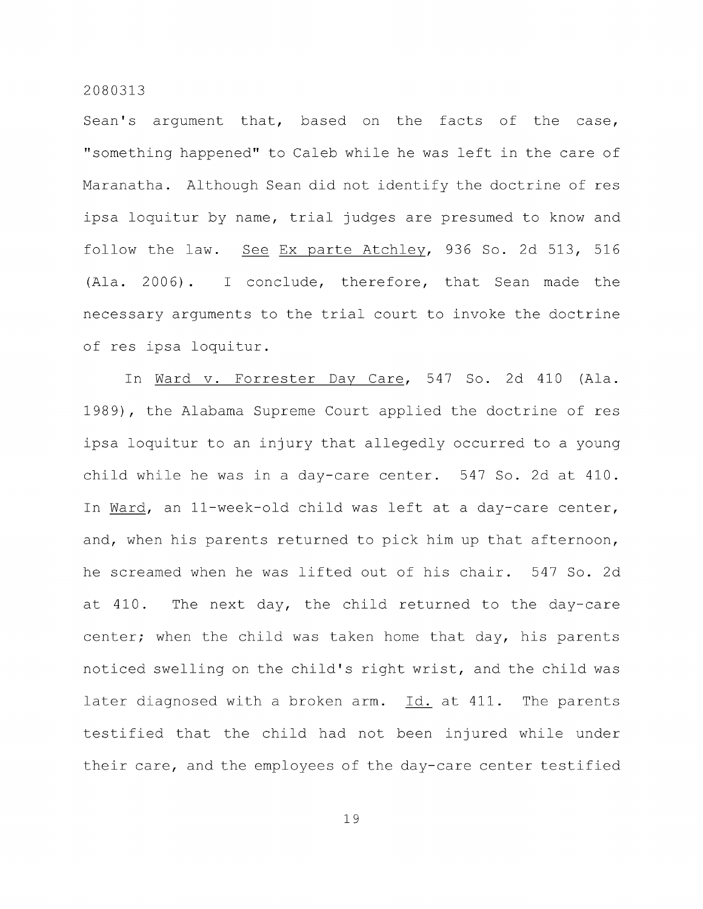Sean's argument that, based on the facts of the case, "something happened" to Caleb while he was left in the care of Maranatha. Although Sean did not identify the doctrine of res ipsa loquitur by name, trial judges are presumed to know and follow the law. See Ex parte Atchley, 936 So. 2d 513, 516 (Ala. 2006). I conclude, therefore, that Sean made the necessary arguments to the trial court to invoke the doctrine of res ipsa loquitur.

In Ward v. Forrester Day Care, 547 So. 2d 410 (Ala. 1989), the Alabama Supreme Court applied the doctrine of res ipsa loquitur to an injury that allegedly occurred to a young child while he was in a day-care center. 547 So. 2d at 410. In Ward, an 11-week-old child was left at a day-care center, and, when his parents returned to pick him up that afternoon, he screamed when he was lifted out of his chair. 547 So. 2d at 410. The next day, the child returned to the day-care center; when the child was taken home that day, his parents noticed swelling on the child's right wrist, and the child was later diagnosed with a broken arm. Id. at 411. The parents testified that the child had not been injured while under their care, and the employees of the day-care center testified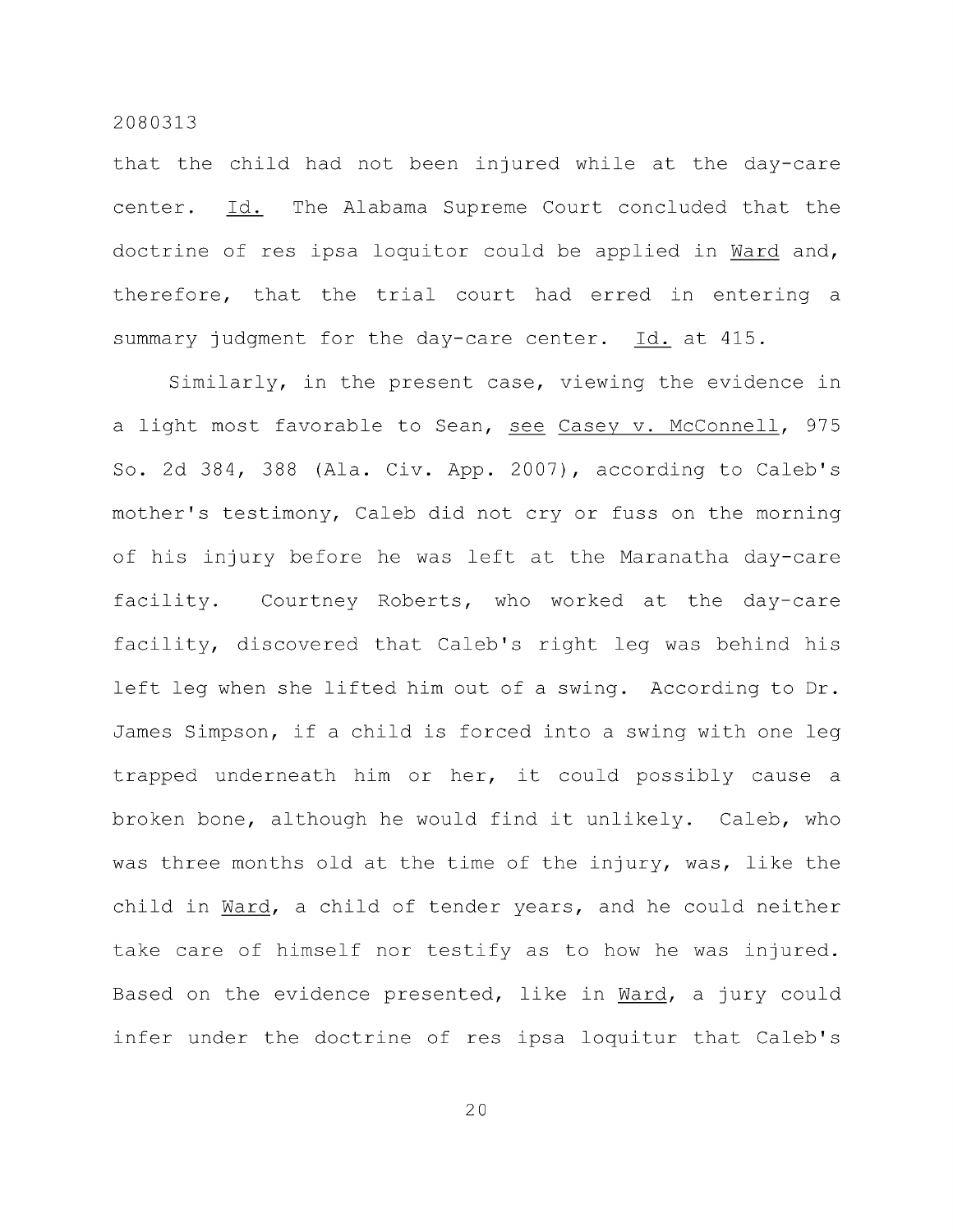that the child had not been injured while at the day-care center. Id. The Alabama Supreme Court concluded that the doctrine of res ipsa loquitor could be applied in Ward and, therefore, that the trial court had erred in entering a summary judgment for the day-care center. Id. at 415.

Similarly, in the present case, viewing the evidence in a light most favorable to Sean, see Casey v. McConnell, 975 So. 2d 384, 388 (Ala. Civ. App. 2007), according to Caleb's mother's testimony, Caleb did not cry or fuss on the morning of his injury before he was left at the Maranatha day-care facility. Courtney Roberts, who worked at the day-care facility, discovered that Caleb's right leg was behind his left leg when she lifted him out of a swing. According to Dr. James Simpson, if a child is forced into a swing with one leg trapped underneath him or her, it could possibly cause a broken bone, although he would find it unlikely. Caleb, who was three months old at the time of the injury, was, like the child in Ward, a child of tender years, and he could neither take care of himself nor testify as to how he was injured. Based on the evidence presented, like in Ward, a jury could infer under the doctrine of res ipsa loquitur that Caleb's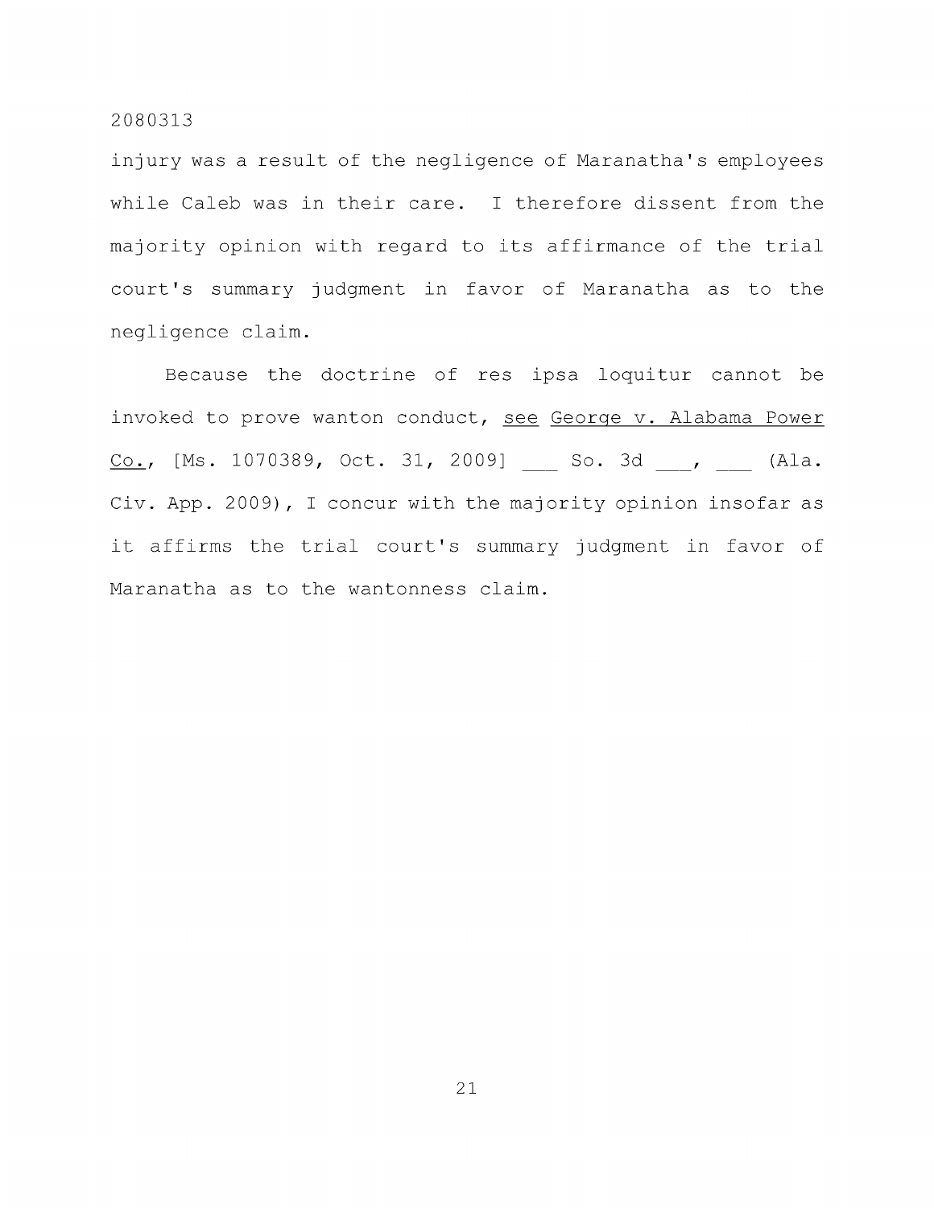injury was a result of the negligence of Maranatha's employees while Caleb was in their care. I therefore dissent from the majority opinion with regard to its affirmance of the trial court's summary judgment in favor of Maranatha as to the negligence claim.

Because the doctrine of res ipsa loquitur cannot be invoked to prove wanton conduct, see George v. Alabama Power Co., [Ms. 1070389, Oct. 31, 2009] ___ So. 3d ___, ___ (Ala. Civ. App. 2009), I concur with the majority opinion insofar as it affirms the trial court's summary judgment in favor of Maranatha as to the wantonness claim.